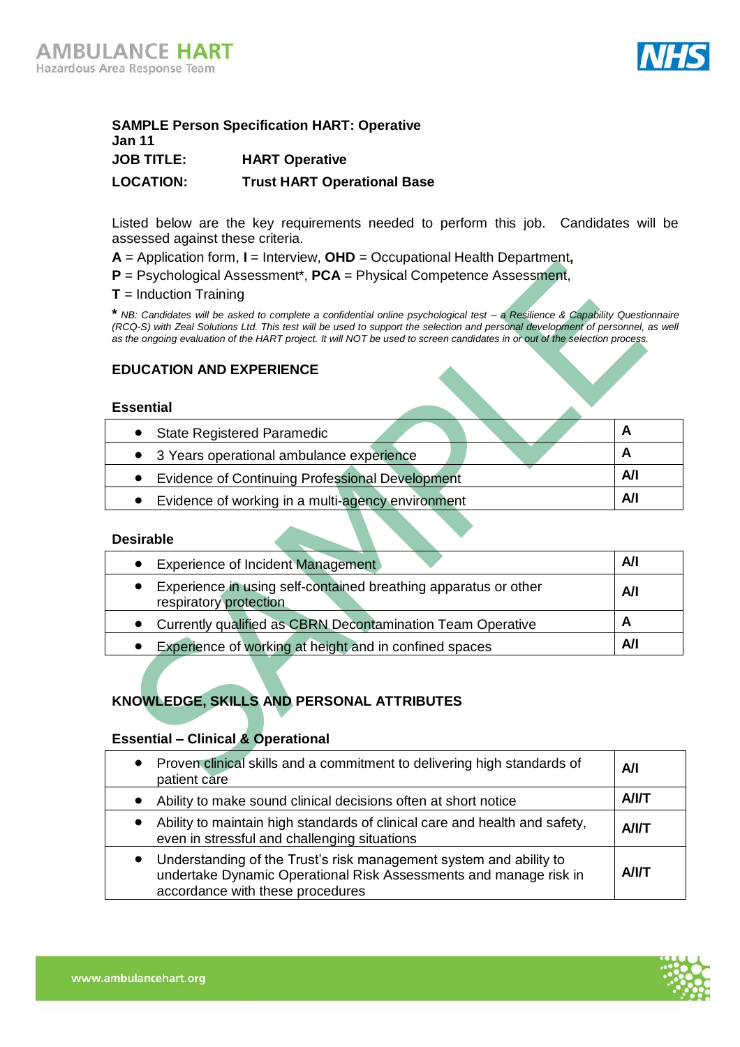**SAMPLE Person Specification HART: Operative**
**Jan 11**

**JOB TITLE:** **HART Operative**

**LOCATION:** **Trust HART Operational Base**

Listed below are the key requirements needed to perform this job. Candidates will be assessed against these criteria.

**A** = Application form, **I** = Interview, **OHD** = Occupational Health Department**,**
**P** = Psychological Assessment*, **PCA** = Physical Competence Assessment,
**T** = Induction Training

***** *NB: Candidates will be asked to complete a confidential online psychological test – a Resilience & Capability Questionnaire (RCQ-S) with Zeal Solutions Ltd. This test will be used to support the selection and personal development of personnel, as well as the ongoing evaluation of the HART project. It will NOT be used to screen candidates in or out of the selection process.*

## EDUCATION AND EXPERIENCE

### Essential

| | |
|---|---|
| • State Registered Paramedic | **A** |
| • 3 Years operational ambulance experience | **A** |
| • Evidence of Continuing Professional Development | **A/I** |
| • Evidence of working in a multi-agency environment | **A/I** |

### Desirable

| | |
|---|---|
| • Experience of Incident Management | **A/I** |
| • Experience in using self-contained breathing apparatus or other respiratory protection | **A/I** |
| • Currently qualified as CBRN Decontamination Team Operative | **A** |
| • Experience of working at height and in confined spaces | **A/I** |

## KNOWLEDGE, SKILLS AND PERSONAL ATTRIBUTES

### Essential – Clinical & Operational

| | |
|---|---|
| • Proven clinical skills and a commitment to delivering high standards of patient care | **A/I** |
| • Ability to make sound clinical decisions often at short notice | **A/I/T** |
| • Ability to maintain high standards of clinical care and health and safety, even in stressful and challenging situations | **A/I/T** |
| • Understanding of the Trust's risk management system and ability to undertake Dynamic Operational Risk Assessments and manage risk in accordance with these procedures | **A/I/T** |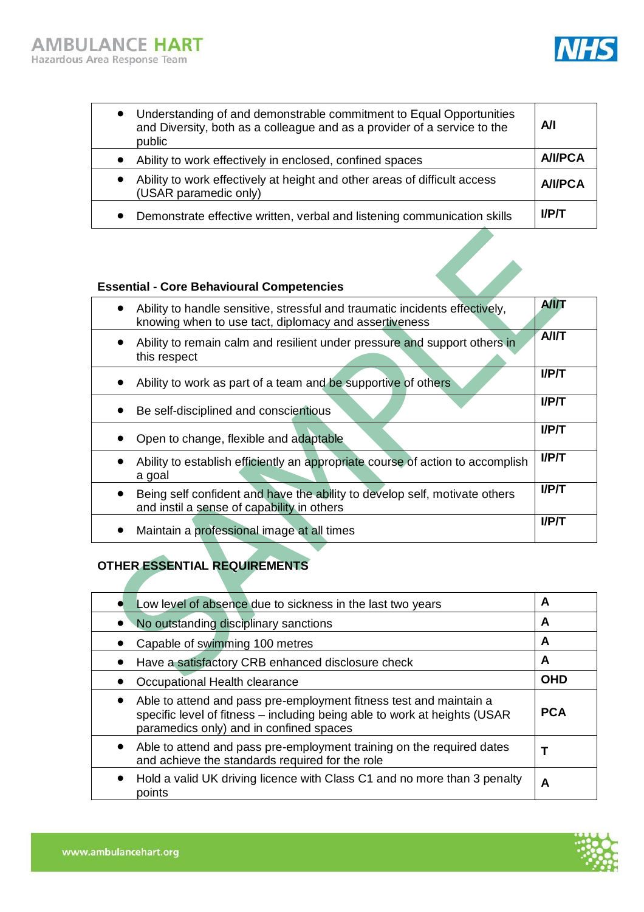| | |
|---|---|
| • Understanding of and demonstrable commitment to Equal Opportunities and Diversity, both as a colleague and as a provider of a service to the public | A/I |
| • Ability to work effectively in enclosed, confined spaces | A/I/PCA |
| • Ability to work effectively at height and other areas of difficult access (USAR paramedic only) | A/I/PCA |
| • Demonstrate effective written, verbal and listening communication skills | I/P/T |

**Essential - Core Behavioural Competencies**

| | |
|---|---|
| • Ability to handle sensitive, stressful and traumatic incidents effectively, knowing when to use tact, diplomacy and assertiveness | A/I/T |
| • Ability to remain calm and resilient under pressure and support others in this respect | A/I/T |
| • Ability to work as part of a team and be supportive of others | I/P/T |
| • Be self-disciplined and conscientious | I/P/T |
| • Open to change, flexible and adaptable | I/P/T |
| • Ability to establish efficiently an appropriate course of action to accomplish a goal | I/P/T |
| • Being self confident and have the ability to develop self, motivate others and instil a sense of capability in others | I/P/T |
| • Maintain a professional image at all times | I/P/T |

**OTHER ESSENTIAL REQUIREMENTS**

| | |
|---|---|
| • Low level of absence due to sickness in the last two years | A |
| • No outstanding disciplinary sanctions | A |
| • Capable of swimming 100 metres | A |
| • Have a satisfactory CRB enhanced disclosure check | A |
| • Occupational Health clearance | OHD |
| • Able to attend and pass pre-employment fitness test and maintain a specific level of fitness – including being able to work at heights (USAR paramedics only) and in confined spaces | PCA |
| • Able to attend and pass pre-employment training on the required dates and achieve the standards required for the role | T |
| • Hold a valid UK driving licence with Class C1 and no more than 3 penalty points | A |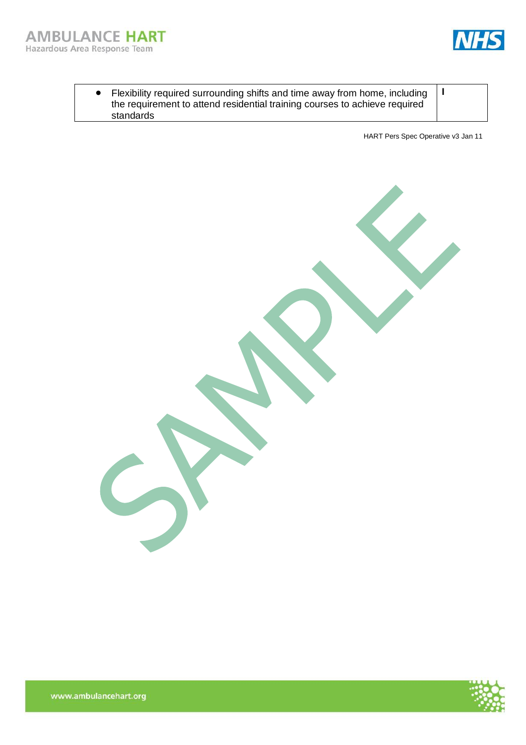| | |
|---|---|
| • Flexibility required surrounding shifts and time away from home, including the requirement to attend residential training courses to achieve required standards | I |

HART Pers Spec Operative v3 Jan 11